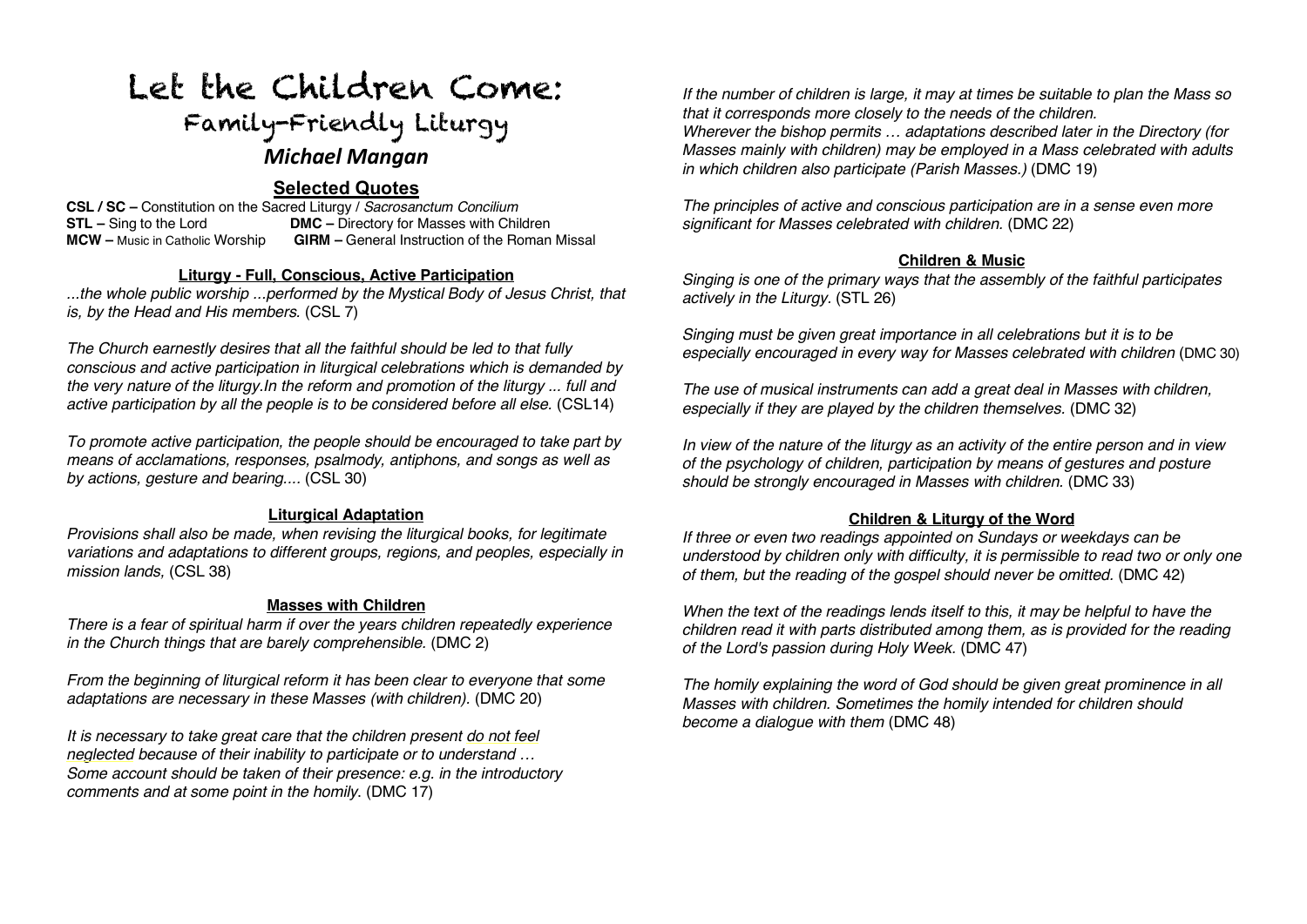# Let the Children Come:

## Family-Friendly Liturgy

### *Michael Mangan*

### Selected Quotes

**CSL / SC –** Constitution on the Sacred Liturgy / *Sacrosanctum Concilium*
**STL –** Sing to the Lord **DMC –** Directory for Masses with Children
**MCW –** Music in Catholic Worship **GIRM –** General Instruction of the Roman Missal

#### Liturgy - Full, Conscious, Active Participation

*...the whole public worship ...performed by the Mystical Body of Jesus Christ, that is, by the Head and His members.* (CSL 7)

*The Church earnestly desires that all the faithful should be led to that fully conscious and active participation in liturgical celebrations which is demanded by the very nature of the liturgy.In the reform and promotion of the liturgy ... full and active participation by all the people is to be considered before all else.* (CSL14)

*To promote active participation, the people should be encouraged to take part by means of acclamations, responses, psalmody, antiphons, and songs as well as by actions, gesture and bearing....* (CSL 30)

#### Liturgical Adaptation

*Provisions shall also be made, when revising the liturgical books, for legitimate variations and adaptations to different groups, regions, and peoples, especially in mission lands,* (CSL 38)

#### Masses with Children

*There is a fear of spiritual harm if over the years children repeatedly experience in the Church things that are barely comprehensible.* (DMC 2)

*From the beginning of liturgical reform it has been clear to everyone that some adaptations are necessary in these Masses (with children).* (DMC 20)

*It is necessary to take great care that the children present do not feel neglected because of their inability to participate or to understand … Some account should be taken of their presence: e.g. in the introductory comments and at some point in the homily.* (DMC 17)

*If the number of children is large, it may at times be suitable to plan the Mass so that it corresponds more closely to the needs of the children. Wherever the bishop permits … adaptations described later in the Directory (for Masses mainly with children) may be employed in a Mass celebrated with adults in which children also participate (Parish Masses.)* (DMC 19)

*The principles of active and conscious participation are in a sense even more significant for Masses celebrated with children.* (DMC 22)

#### Children & Music

*Singing is one of the primary ways that the assembly of the faithful participates actively in the Liturgy.* (STL 26)

*Singing must be given great importance in all celebrations but it is to be especially encouraged in every way for Masses celebrated with children* (DMC 30)

*The use of musical instruments can add a great deal in Masses with children, especially if they are played by the children themselves.* (DMC 32)

*In view of the nature of the liturgy as an activity of the entire person and in view of the psychology of children, participation by means of gestures and posture should be strongly encouraged in Masses with children.* (DMC 33)

#### Children & Liturgy of the Word

*If three or even two readings appointed on Sundays or weekdays can be understood by children only with difficulty, it is permissible to read two or only one of them, but the reading of the gospel should never be omitted.* (DMC 42)

*When the text of the readings lends itself to this, it may be helpful to have the children read it with parts distributed among them, as is provided for the reading of the Lord's passion during Holy Week.* (DMC 47)

*The homily explaining the word of God should be given great prominence in all Masses with children. Sometimes the homily intended for children should become a dialogue with them* (DMC 48)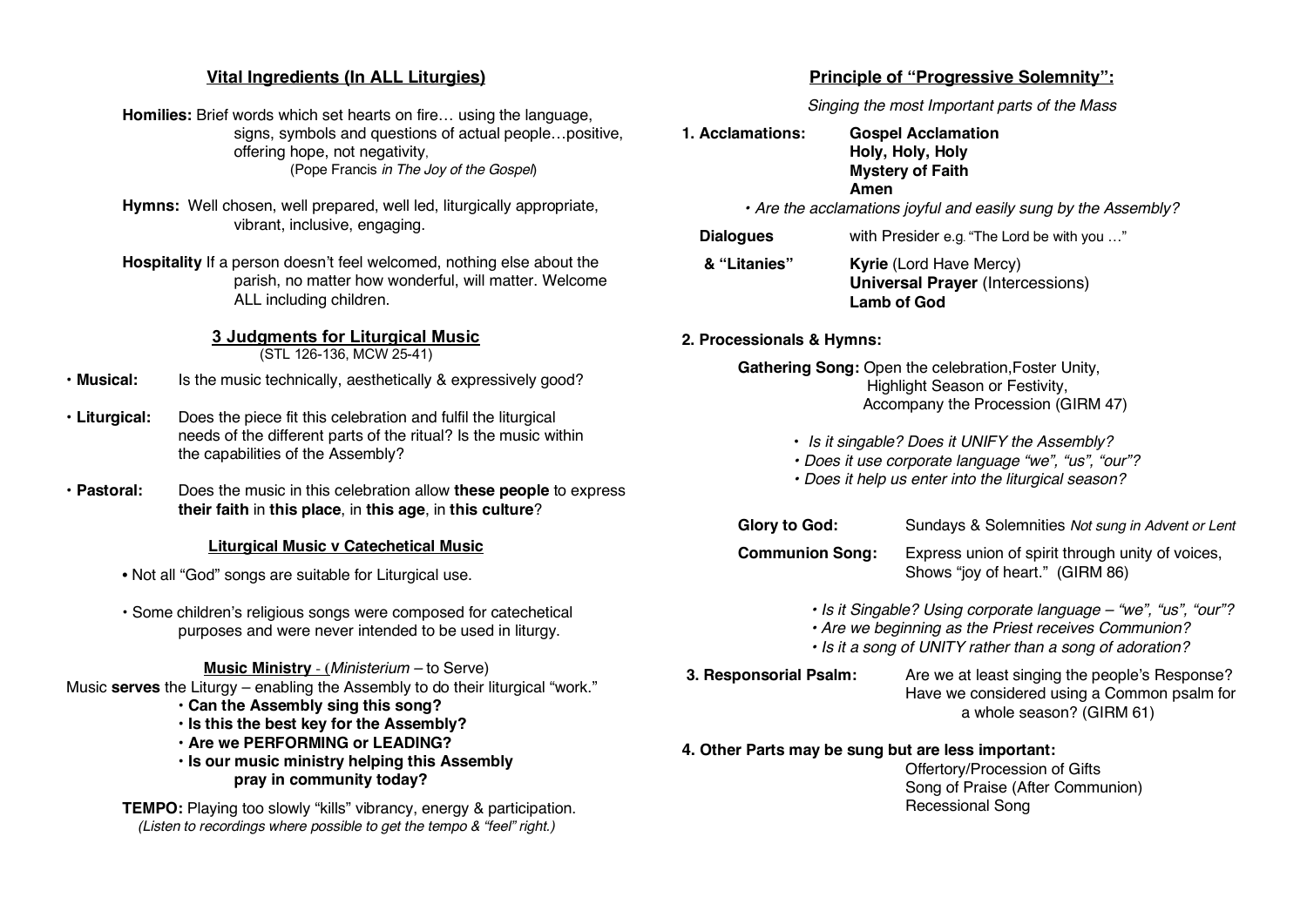## Vital Ingredients (In ALL Liturgies)

**Homilies:** Brief words which set hearts on fire… using the language, signs, symbols and questions of actual people…positive, offering hope, not negativity,
(Pope Francis *in The Joy of the Gospel*)

**Hymns:** Well chosen, well prepared, well led, liturgically appropriate, vibrant, inclusive, engaging.

**Hospitality** If a person doesn't feel welcomed, nothing else about the parish, no matter how wonderful, will matter. Welcome ALL including children.

## 3 Judgments for Liturgical Music

(STL 126-136, MCW 25-41)

- **Musical:** Is the music technically, aesthetically & expressively good?
- **Liturgical:** Does the piece fit this celebration and fulfil the liturgical needs of the different parts of the ritual? Is the music within the capabilities of the Assembly?
- **Pastoral:** Does the music in this celebration allow **these people** to express **their faith** in **this place**, in **this age**, in **this culture**?

## Liturgical Music v Catechetical Music

- Not all "God" songs are suitable for Liturgical use.
- Some children's religious songs were composed for catechetical purposes and were never intended to be used in liturgy.

**Music Ministry** - (*Ministerium* – to Serve)

Music **serves** the Liturgy – enabling the Assembly to do their liturgical "work."

- **Can the Assembly sing this song?**
- **Is this the best key for the Assembly?**
- **Are we PERFORMING or LEADING?**
- **Is our music ministry helping this Assembly pray in community today?**

**TEMPO:** Playing too slowly "kills" vibrancy, energy & participation.
*(Listen to recordings where possible to get the tempo & "feel" right.)*

## Principle of "Progressive Solemnity":

*Singing the most Important parts of the Mass*

**1. Acclamations:**
**Gospel Acclamation**
**Holy, Holy, Holy**
**Mystery of Faith**
**Amen**

- *Are the acclamations joyful and easily sung by the Assembly?*

**Dialogues** with Presider e.g. "The Lord be with you …"

**& "Litanies"**
**Kyrie** (Lord Have Mercy)
**Universal Prayer** (Intercessions)
**Lamb of God**

**2. Processionals & Hymns:**

**Gathering Song:** Open the celebration, Foster Unity, Highlight Season or Festivity, Accompany the Procession (GIRM 47)

- *Is it singable? Does it UNIFY the Assembly?*
- *Does it use corporate language "we", "us", "our"?*
- *Does it help us enter into the liturgical season?*

**Glory to God:** Sundays & Solemnities *Not sung in Advent or Lent*

**Communion Song:** Express union of spirit through unity of voices, Shows "joy of heart." (GIRM 86)

- *Is it Singable? Using corporate language – "we", "us", "our"?*
- *Are we beginning as the Priest receives Communion?*
- *Is it a song of UNITY rather than a song of adoration?*

**3. Responsorial Psalm:** Are we at least singing the people's Response? Have we considered using a Common psalm for a whole season? (GIRM 61)

**4. Other Parts may be sung but are less important:**
Offertory/Procession of Gifts
Song of Praise (After Communion)
Recessional Song